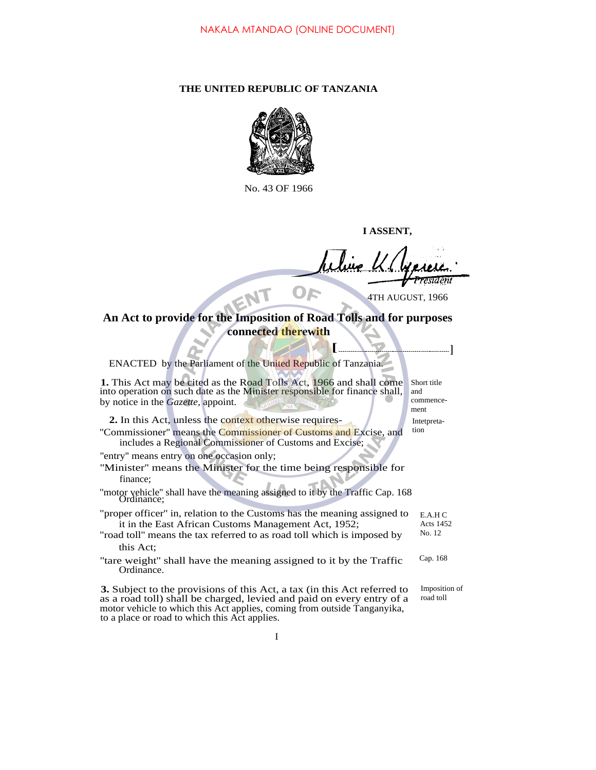NAKALA MTANDAO (ONLINE DOCUMENT)

**THE UNITED REPUBLIC OF TANZANIA**

No. 43 OF 1966

**I ASSENT,**

*President*

4TH AUGUST, 1966

## An Act to provide for the Imposition of Road Tolls and for purposes connected therewith

**[ ]**

ENACTED by the Parliament of the United Republic of Tanzania.

*Short title and commencement*

**1.** This Act may be cited as the Road Tolls Act, 1966 and shall come into operation on such date as the Minister responsible for finance shall, by notice in the *Gazette*, appoint.

*Intetpretation*

**2.** In this Act, unless the context otherwise requires-

"Commissioner" means the Commissioner of Customs and Excise, and includes a Regional Commissioner of Customs and Excise;

"entry" means entry on one occasion only;

"Minister" means the Minister for the time being responsible for finance;

"motor vehicle" shall have the meaning assigned to it by the Traffic Cap. 168 Ordinance;

"proper officer" in, relation to the Customs has the meaning assigned to it in the East African Customs Management Act, 1952; *(E.A.H C Acts 1452 No. 12)*

"road toll" means the tax referred to as road toll which is imposed by this Act;

"tare weight" shall have the meaning assigned to it by the Traffic Ordinance. *(Cap. 168)*

*Imposition of road toll*

**3.** Subject to the provisions of this Act, a tax (in this Act referred to as a road toll) shall be charged, levied and paid on every entry of a motor vehicle to which this Act applies, coming from outside Tanganyika, to a place or road to which this Act applies.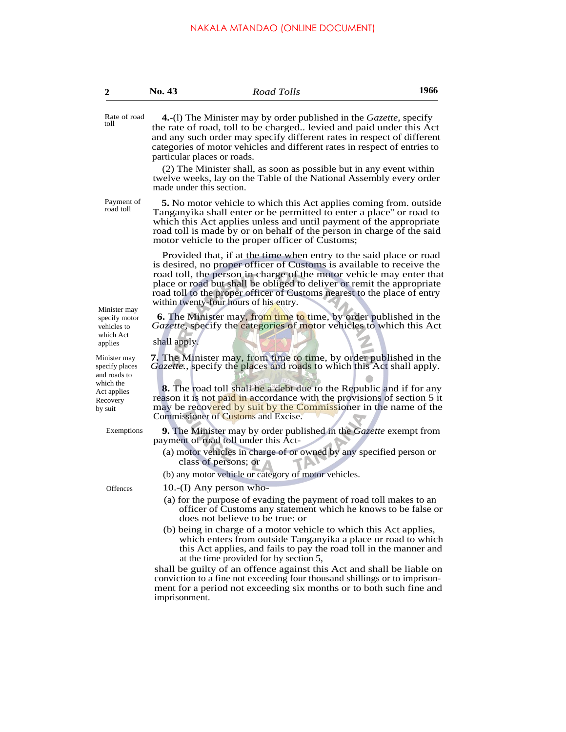Rate of road toll

**4.**-(l) The Minister may by order published in the *Gazette,* specify the rate of road, toll to be charged.. levied and paid under this Act and any such order may specify different rates in respect of different categories of motor vehicles and different rates in respect of entries to particular places or roads.

(2) The Minister shall, as soon as possible but in any event within twelve weeks, lay on the Table of the National Assembly every order made under this section.

Payment of road toll

**5.** No motor vehicle to which this Act applies coming from. outside Tanganyika shall enter or be permitted to enter a place" or road to which this Act applies unless and until payment of the appropriate road toll is made by or on behalf of the person in charge of the said motor vehicle to the proper officer of Customs;

Provided that, if at the time when entry to the said place or road is desired, no proper officer of Customs is available to receive the road toll, the person in charge of the motor vehicle may enter that place or road but shall be obliged to deliver or remit the appropriate road toll to the proper officer of Customs nearest to the place of entry within twenty-four hours of his entry.

Minister may specify motor vehicles to which Act applies

**6.** The Minister may, from time to time, by order published in the *Gazette,* specify the categories of motor vehicles to which this Act shall apply.

Minister may specify places and roads to which the Act applies

**7.** The Minister may, from time to time, by order published in the *Gazette.,* specify the places and roads to which this Act shall apply.

Recovery by suit

**8.** The road toll shall be a debt due to the Republic and if for any reason it is not paid in accordance with the provisions of section 5 it may be recovered by suit by the Commissioner in the name of the Commissioner of Customs and Excise.

Exemptions

**9.** The Minister may by order published in the *Gazette* exempt from payment of road toll under this Act-

(a) motor vehicles in charge of or owned by any specified person or class of persons; or

(b) any motor vehicle or category of motor vehicles.

Offences

10.-(I) Any person who-

(a) for the purpose of evading the payment of road toll makes to an officer of Customs any statement which he knows to be false or does not believe to be true: or

(b) being in charge of a motor vehicle to which this Act applies, which enters from outside Tanganyika a place or road to which this Act applies, and fails to pay the road toll in the manner and at the time provided for by section 5,

shall be guilty of an offence against this Act and shall be liable on conviction to a fine not exceeding four thousand shillings or to imprisonment for a period not exceeding six months or to both such fine and imprisonment.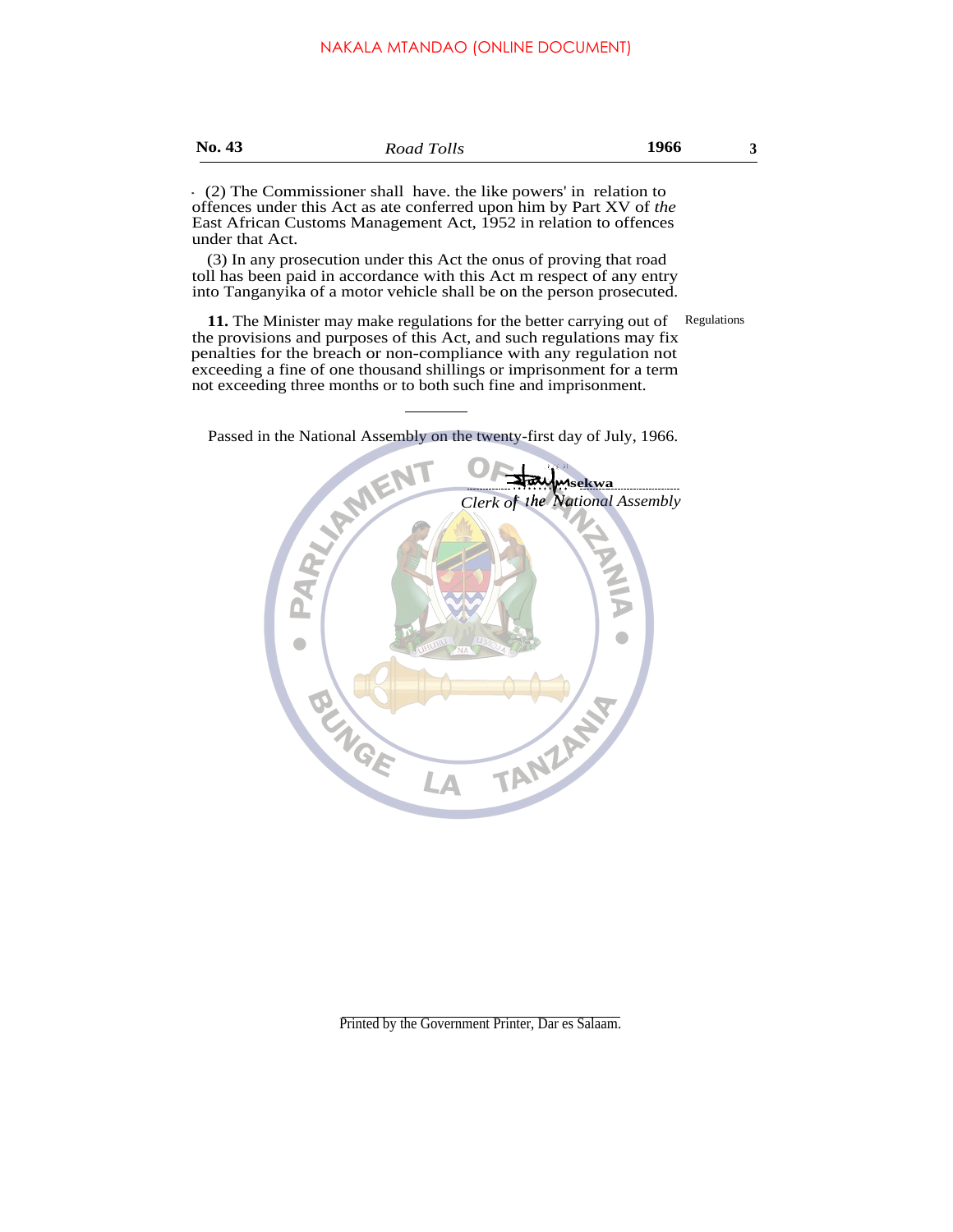(2) The Commissioner shall have. the like powers' in relation to offences under this Act as ate conferred upon him by Part XV of *the* East African Customs Management Act, 1952 in relation to offences under that Act.

(3) In any prosecution under this Act the onus of proving that road toll has been paid in accordance with this Act m respect of any entry into Tanganyika of a motor vehicle shall be on the person prosecuted.

Regulations

**11.** The Minister may make regulations for the better carrying out of the provisions and purposes of this Act, and such regulations may fix penalties for the breach or non-compliance with any regulation not exceeding a fine of one thousand shillings or imprisonment for a term not exceeding three months or to both such fine and imprisonment.

---

Passed in the National Assembly on the twenty-first day of July, 1966.

**Msekwa**
*Clerk of the National Assembly*

Printed by the Government Printer, Dar es Salaam.